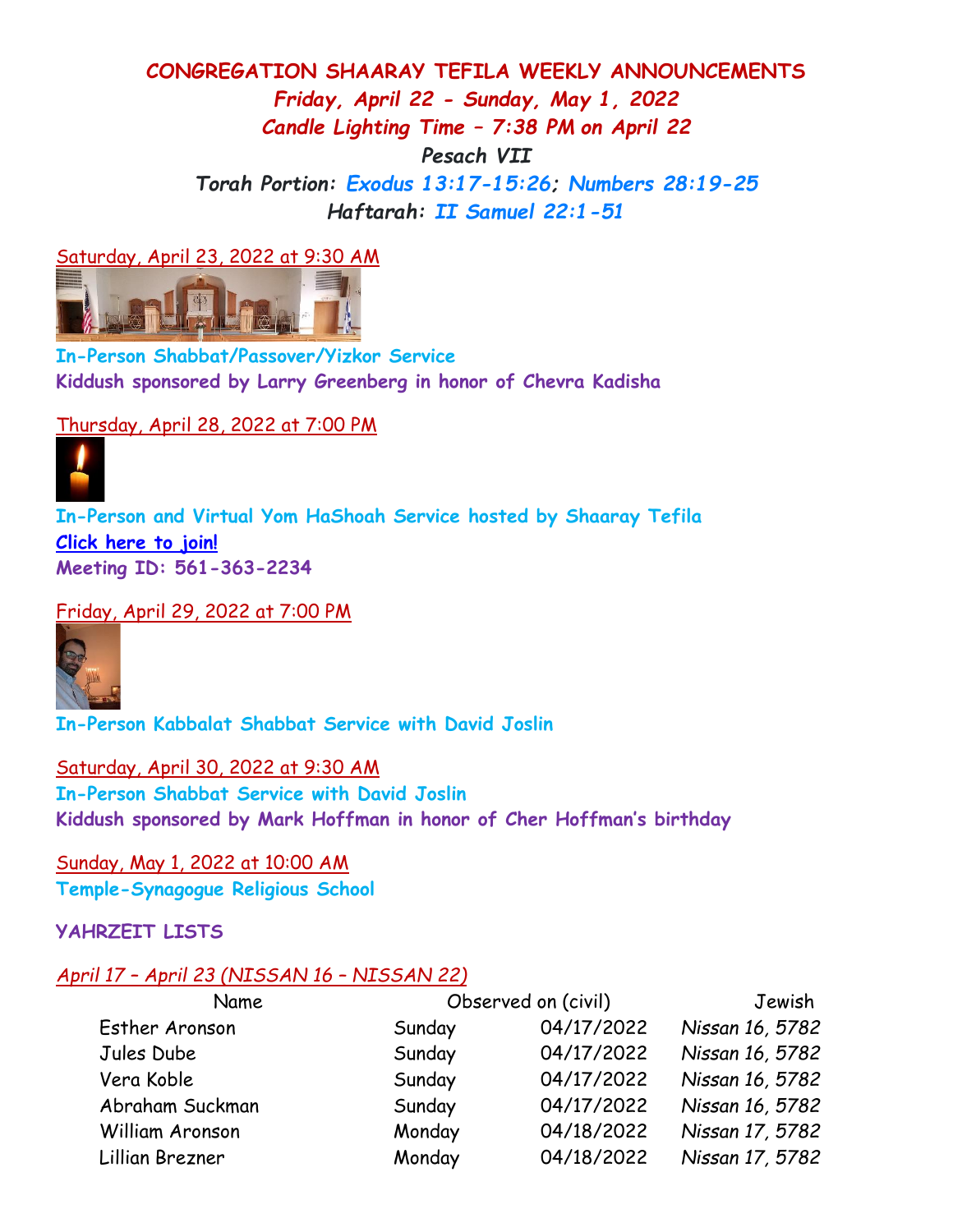# CONGREGATION SHAARAY TEFILA WEEKLY ANNOUNCEMENTS

***Friday, April 22 - Sunday, May 1, 2022***

***Candle Lighting Time – 7:38 PM on April 22***

***Pesach VII***

***Torah Portion: Exodus 13:17-15:26; Numbers 28:19-25***

***Haftarah: II Samuel 22:1-51***

Saturday, April 23, 2022 at 9:30 AM

**In-Person Shabbat/Passover/Yizkor Service**

**Kiddush sponsored by Larry Greenberg in honor of Chevra Kadisha**

Thursday, April 28, 2022 at 7:00 PM

**In-Person and Virtual Yom HaShoah Service hosted by Shaaray Tefila**

**Click here to join!**

**Meeting ID: 561-363-2234**

Friday, April 29, 2022 at 7:00 PM

**In-Person Kabbalat Shabbat Service with David Joslin**

Saturday, April 30, 2022 at 9:30 AM

**In-Person Shabbat Service with David Joslin**

**Kiddush sponsored by Mark Hoffman in honor of Cher Hoffman's birthday**

Sunday, May 1, 2022 at 10:00 AM

**Temple-Synagogue Religious School**

**YAHRZEIT LISTS**

*April 17 – April 23 (NISSAN 16 – NISSAN 22)*

| Name | Observed on (civil) | | Jewish |
|---|---|---|---|
| Esther Aronson | Sunday | 04/17/2022 | *Nissan 16, 5782* |
| Jules Dube | Sunday | 04/17/2022 | *Nissan 16, 5782* |
| Vera Koble | Sunday | 04/17/2022 | *Nissan 16, 5782* |
| Abraham Suckman | Sunday | 04/17/2022 | *Nissan 16, 5782* |
| William Aronson | Monday | 04/18/2022 | *Nissan 17, 5782* |
| Lillian Brezner | Monday | 04/18/2022 | *Nissan 17, 5782* |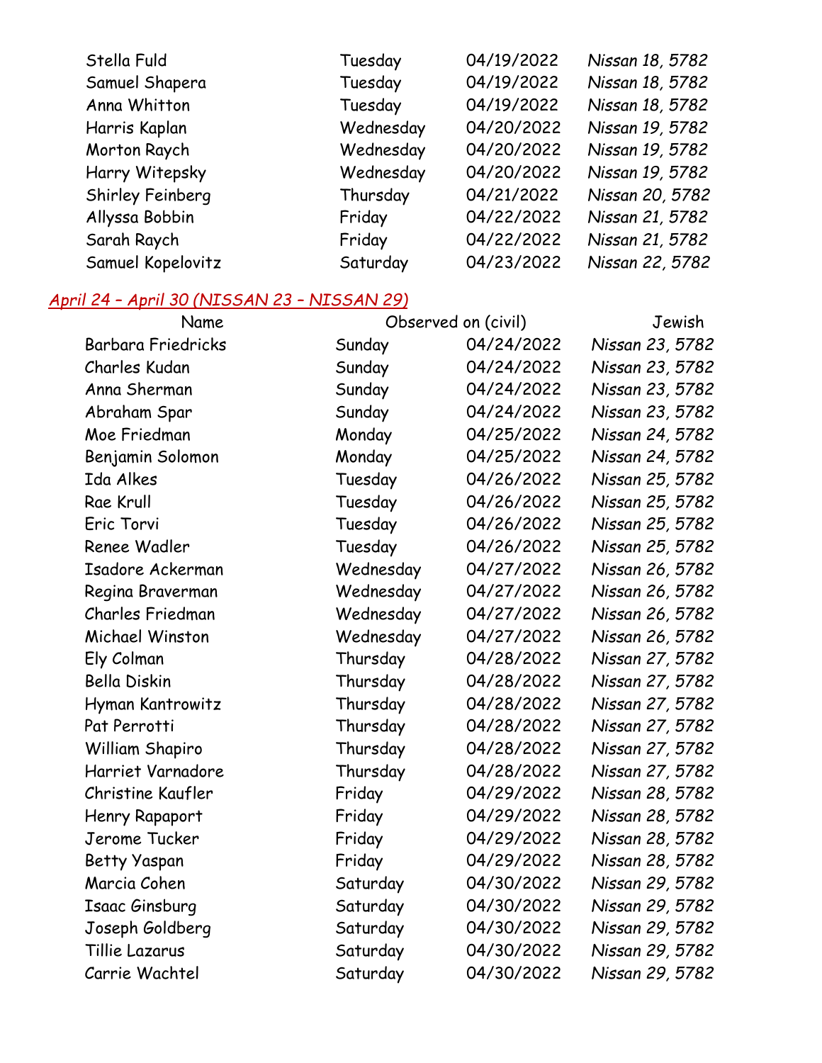| | | | |
|---|---|---|---|
| Stella Fuld | Tuesday | 04/19/2022 | *Nissan 18, 5782* |
| Samuel Shapera | Tuesday | 04/19/2022 | *Nissan 18, 5782* |
| Anna Whitton | Tuesday | 04/19/2022 | *Nissan 18, 5782* |
| Harris Kaplan | Wednesday | 04/20/2022 | *Nissan 19, 5782* |
| Morton Raych | Wednesday | 04/20/2022 | *Nissan 19, 5782* |
| Harry Witepsky | Wednesday | 04/20/2022 | *Nissan 19, 5782* |
| Shirley Feinberg | Thursday | 04/21/2022 | *Nissan 20, 5782* |
| Allyssa Bobbin | Friday | 04/22/2022 | *Nissan 21, 5782* |
| Sarah Raych | Friday | 04/22/2022 | *Nissan 21, 5782* |
| Samuel Kopelovitz | Saturday | 04/23/2022 | *Nissan 22, 5782* |

## *April 24 – April 30 (NISSAN 23 – NISSAN 29)*

| Name | Observed on (civil) | | Jewish |
|---|---|---|---|
| Barbara Friedricks | Sunday | 04/24/2022 | *Nissan 23, 5782* |
| Charles Kudan | Sunday | 04/24/2022 | *Nissan 23, 5782* |
| Anna Sherman | Sunday | 04/24/2022 | *Nissan 23, 5782* |
| Abraham Spar | Sunday | 04/24/2022 | *Nissan 23, 5782* |
| Moe Friedman | Monday | 04/25/2022 | *Nissan 24, 5782* |
| Benjamin Solomon | Monday | 04/25/2022 | *Nissan 24, 5782* |
| Ida Alkes | Tuesday | 04/26/2022 | *Nissan 25, 5782* |
| Rae Krull | Tuesday | 04/26/2022 | *Nissan 25, 5782* |
| Eric Torvi | Tuesday | 04/26/2022 | *Nissan 25, 5782* |
| Renee Wadler | Tuesday | 04/26/2022 | *Nissan 25, 5782* |
| Isadore Ackerman | Wednesday | 04/27/2022 | *Nissan 26, 5782* |
| Regina Braverman | Wednesday | 04/27/2022 | *Nissan 26, 5782* |
| Charles Friedman | Wednesday | 04/27/2022 | *Nissan 26, 5782* |
| Michael Winston | Wednesday | 04/27/2022 | *Nissan 26, 5782* |
| Ely Colman | Thursday | 04/28/2022 | *Nissan 27, 5782* |
| Bella Diskin | Thursday | 04/28/2022 | *Nissan 27, 5782* |
| Hyman Kantrowitz | Thursday | 04/28/2022 | *Nissan 27, 5782* |
| Pat Perrotti | Thursday | 04/28/2022 | *Nissan 27, 5782* |
| William Shapiro | Thursday | 04/28/2022 | *Nissan 27, 5782* |
| Harriet Varnadore | Thursday | 04/28/2022 | *Nissan 27, 5782* |
| Christine Kaufler | Friday | 04/29/2022 | *Nissan 28, 5782* |
| Henry Rapaport | Friday | 04/29/2022 | *Nissan 28, 5782* |
| Jerome Tucker | Friday | 04/29/2022 | *Nissan 28, 5782* |
| Betty Yaspan | Friday | 04/29/2022 | *Nissan 28, 5782* |
| Marcia Cohen | Saturday | 04/30/2022 | *Nissan 29, 5782* |
| Isaac Ginsburg | Saturday | 04/30/2022 | *Nissan 29, 5782* |
| Joseph Goldberg | Saturday | 04/30/2022 | *Nissan 29, 5782* |
| Tillie Lazarus | Saturday | 04/30/2022 | *Nissan 29, 5782* |
| Carrie Wachtel | Saturday | 04/30/2022 | *Nissan 29, 5782* |